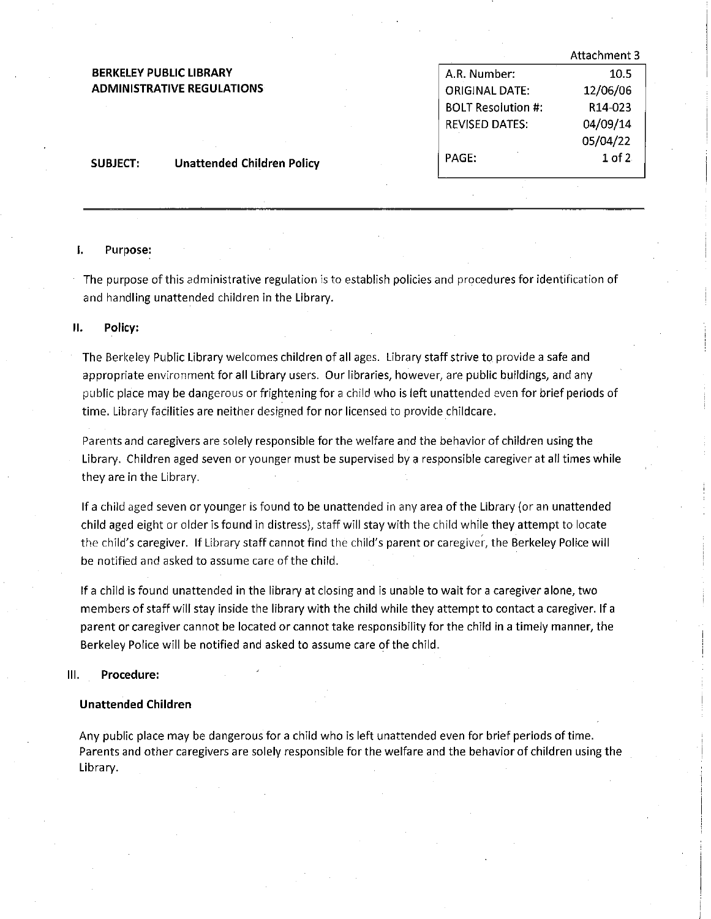Attachment 3

**BERKELEY PUBLIC LIBRARY**
**ADMINISTRATIVE REGULATIONS**

| | |
|---|---|
| A.R. Number: | 10.5 |
| ORIGINAL DATE: | 12/06/06 |
| BOLT Resolution #: | R14-023 |
| REVISED DATES: | 04/09/14<br>05/04/22 |

**SUBJECT: Unattended Children Policy**

---

## I. Purpose:

The purpose of this administrative regulation is to establish policies and procedures for identification of and handling unattended children in the Library.

## II. Policy:

The Berkeley Public Library welcomes children of all ages. Library staff strive to provide a safe and appropriate environment for all Library users. Our libraries, however, are public buildings, and any public place may be dangerous or frightening for a child who is left unattended even for brief periods of time. Library facilities are neither designed for nor licensed to provide childcare.

Parents and caregivers are solely responsible for the welfare and the behavior of children using the Library. Children aged seven or younger must be supervised by a responsible caregiver at all times while they are in the Library.

If a child aged seven or younger is found to be unattended in any area of the Library (or an unattended child aged eight or older is found in distress), staff will stay with the child while they attempt to locate the child's caregiver. If Library staff cannot find the child's parent or caregiver, the Berkeley Police will be notified and asked to assume care of the child.

If a child is found unattended in the library at closing and is unable to wait for a caregiver alone, two members of staff will stay inside the library with the child while they attempt to contact a caregiver. If a parent or caregiver cannot be located or cannot take responsibility for the child in a timely manner, the Berkeley Police will be notified and asked to assume care of the child.

## III. Procedure:

### Unattended Children

Any public place may be dangerous for a child who is left unattended even for brief periods of time. Parents and other caregivers are solely responsible for the welfare and the behavior of children using the Library.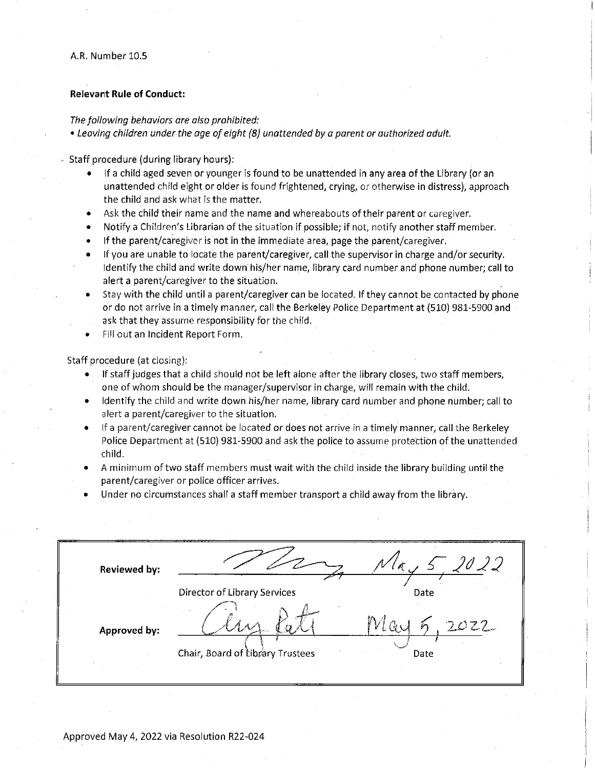A.R. Number 10.5

**Relevant Rule of Conduct:**

*The following behaviors are also prohibited:*

*• Leaving children under the age of eight (8) unattended by a parent or authorized adult.*

Staff procedure (during library hours):

- If a child aged seven or younger is found to be unattended in any area of the Library (or an unattended child eight or older is found frightened, crying, or otherwise in distress), approach the child and ask what is the matter.
- Ask the child their name and the name and whereabouts of their parent or caregiver.
- Notify a Children's Librarian of the situation if possible; if not, notify another staff member.
- If the parent/caregiver is not in the immediate area, page the parent/caregiver.
- If you are unable to locate the parent/caregiver, call the supervisor in charge and/or security. Identify the child and write down his/her name, library card number and phone number; call to alert a parent/caregiver to the situation.
- Stay with the child until a parent/caregiver can be located. If they cannot be contacted by phone or do not arrive in a timely manner, call the Berkeley Police Department at (510) 981-5900 and ask that they assume responsibility for the child.
- Fill out an Incident Report Form.

Staff procedure (at closing):

- If staff judges that a child should not be left alone after the library closes, two staff members, one of whom should be the manager/supervisor in charge, will remain with the child.
- Identify the child and write down his/her name, library card number and phone number; call to alert a parent/caregiver to the situation.
- If a parent/caregiver cannot be located or does not arrive in a timely manner, call the Berkeley Police Department at (510) 981-5900 and ask the police to assume protection of the unattended child.
- A minimum of two staff members must wait with the child inside the library building until the parent/caregiver or police officer arrives.
- Under no circumstances shall a staff member transport a child away from the library.

| | | |
|---|---|---|
| **Reviewed by:** | [signature] Director of Library Services | May 5, 2022 Date |
| **Approved by:** | [signature] Chair, Board of Library Trustees | May 5, 2022 Date |

Approved May 4, 2022 via Resolution R22-024